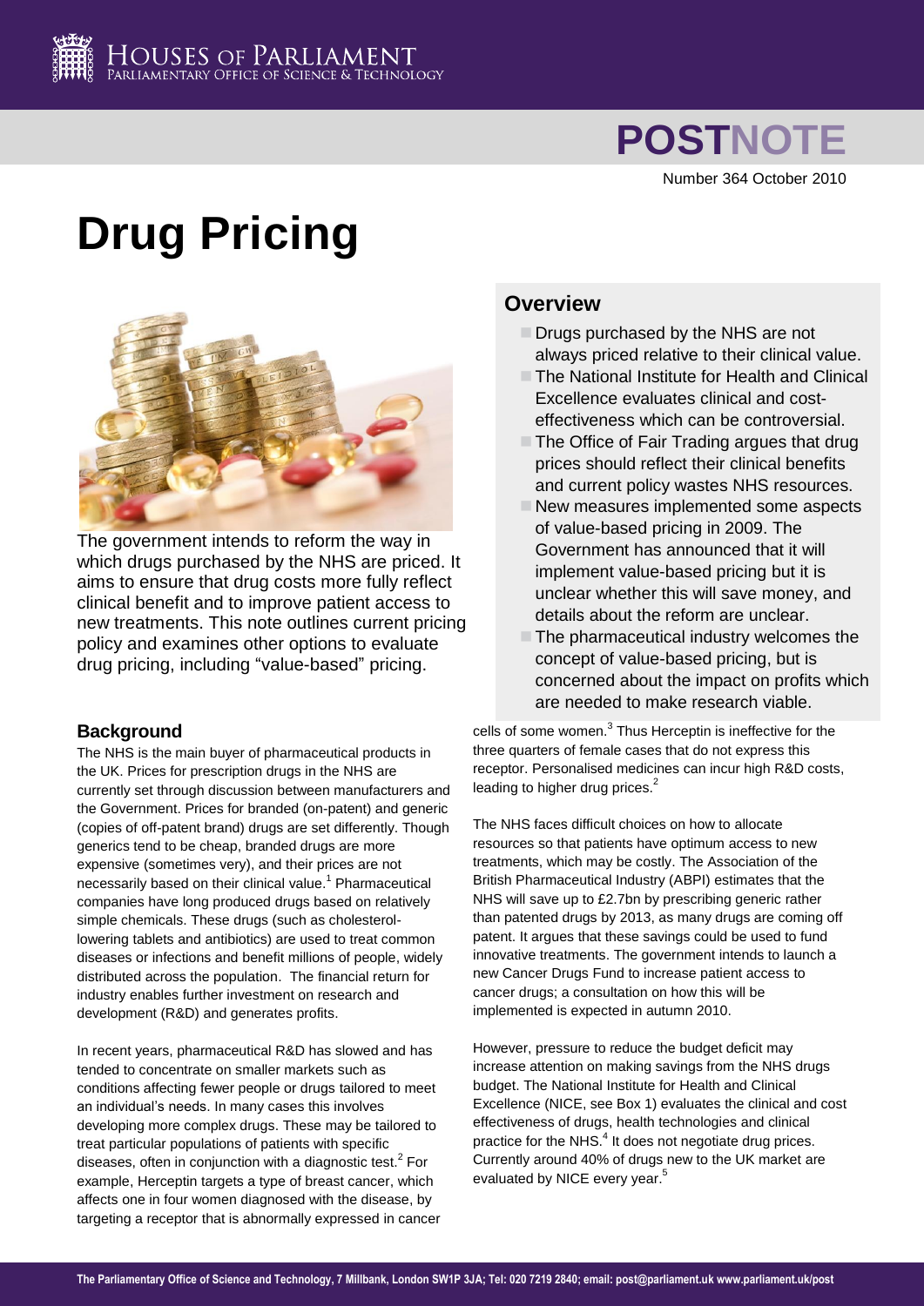# Drug Pricing

Number 364 October 2010

The government intends to reform the way in which drugs purchased by the NHS are priced. It aims to ensure that drug costs more fully reflect clinical benefit and to improve patient access to new treatments. This note outlines current pricing policy and examines other options to evaluate drug pricing, including "value-based" pricing.

## Overview

- Drugs purchased by the NHS are not always priced relative to their clinical value.
- The National Institute for Health and Clinical Excellence evaluates clinical and cost-effectiveness which can be controversial.
- The Office of Fair Trading argues that drug prices should reflect their clinical benefits and current policy wastes NHS resources.
- New measures implemented some aspects of value-based pricing in 2009. The Government has announced that it will implement value-based pricing but it is unclear whether this will save money, and details about the reform are unclear.
- The pharmaceutical industry welcomes the concept of value-based pricing, but is concerned about the impact on profits which are needed to make research viable.

## Background

The NHS is the main buyer of pharmaceutical products in the UK. Prices for prescription drugs in the NHS are currently set through discussion between manufacturers and the Government. Prices for branded (on-patent) and generic (copies of off-patent brand) drugs are set differently. Though generics tend to be cheap, branded drugs are more expensive (sometimes very), and their prices are not necessarily based on their clinical value.[1] Pharmaceutical companies have long produced drugs based on relatively simple chemicals. These drugs (such as cholesterol-lowering tablets and antibiotics) are used to treat common diseases or infections and benefit millions of people, widely distributed across the population. The financial return for industry enables further investment on research and development (R&D) and generates profits.

In recent years, pharmaceutical R&D has slowed and has tended to concentrate on smaller markets such as conditions affecting fewer people or drugs tailored to meet an individual's needs. In many cases this involves developing more complex drugs. These may be tailored to treat particular populations of patients with specific diseases, often in conjunction with a diagnostic test.[2] For example, Herceptin targets a type of breast cancer, which affects one in four women diagnosed with the disease, by targeting a receptor that is abnormally expressed in cancer cells of some women.[3] Thus Herceptin is ineffective for the three quarters of female cases that do not express this receptor. Personalised medicines can incur high R&D costs, leading to higher drug prices.[2]

The NHS faces difficult choices on how to allocate resources so that patients have optimum access to new treatments, which may be costly. The Association of the British Pharmaceutical Industry (ABPI) estimates that the NHS will save up to £2.7bn by prescribing generic rather than patented drugs by 2013, as many drugs are coming off patent. It argues that these savings could be used to fund innovative treatments. The government intends to launch a new Cancer Drugs Fund to increase patient access to cancer drugs; a consultation on how this will be implemented is expected in autumn 2010.

However, pressure to reduce the budget deficit may increase attention on making savings from the NHS drugs budget. The National Institute for Health and Clinical Excellence (NICE, see Box 1) evaluates the clinical and cost effectiveness of drugs, health technologies and clinical practice for the NHS.[4] It does not negotiate drug prices. Currently around 40% of drugs new to the UK market are evaluated by NICE every year.[5]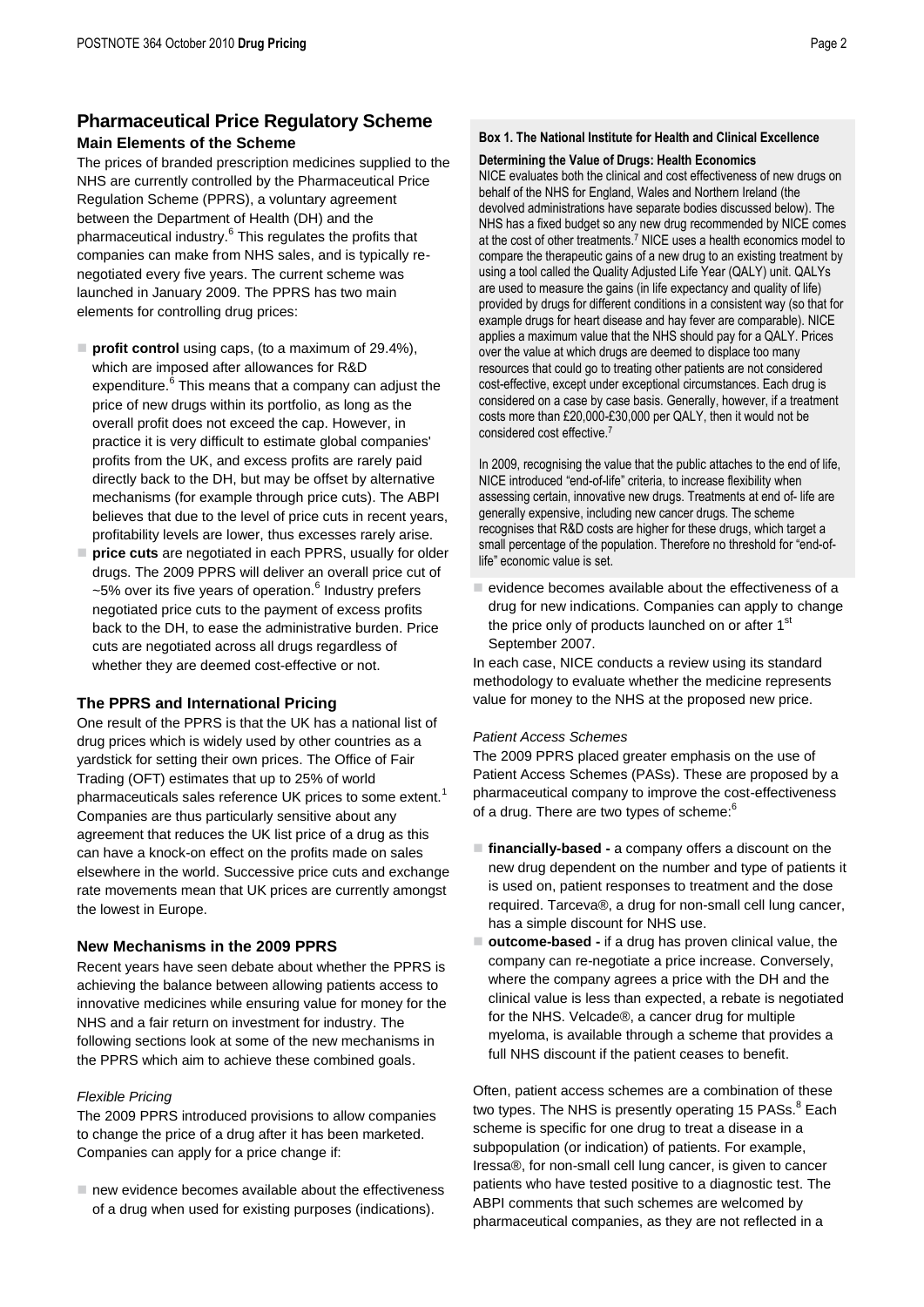## Pharmaceutical Price Regulatory Scheme

### Main Elements of the Scheme

The prices of branded prescription medicines supplied to the NHS are currently controlled by the Pharmaceutical Price Regulation Scheme (PPRS), a voluntary agreement between the Department of Health (DH) and the pharmaceutical industry.[6] This regulates the profits that companies can make from NHS sales, and is typically re-negotiated every five years. The current scheme was launched in January 2009. The PPRS has two main elements for controlling drug prices:

- **profit control** using caps, (to a maximum of 29.4%), which are imposed after allowances for R&D expenditure.[6] This means that a company can adjust the price of new drugs within its portfolio, as long as the overall profit does not exceed the cap. However, in practice it is very difficult to estimate global companies' profits from the UK, and excess profits are rarely paid directly back to the DH, but may be offset by alternative mechanisms (for example through price cuts). The ABPI believes that due to the level of price cuts in recent years, profitability levels are lower, thus excesses rarely arise.
- **price cuts** are negotiated in each PPRS, usually for older drugs. The 2009 PPRS will deliver an overall price cut of ~5% over its five years of operation.[6] Industry prefers negotiated price cuts to the payment of excess profits back to the DH, to ease the administrative burden. Price cuts are negotiated across all drugs regardless of whether they are deemed cost-effective or not.

### The PPRS and International Pricing

One result of the PPRS is that the UK has a national list of drug prices which is widely used by other countries as a yardstick for setting their own prices. The Office of Fair Trading (OFT) estimates that up to 25% of world pharmaceuticals sales reference UK prices to some extent.[1] Companies are thus particularly sensitive about any agreement that reduces the UK list price of a drug as this can have a knock-on effect on the profits made on sales elsewhere in the world. Successive price cuts and exchange rate movements mean that UK prices are currently amongst the lowest in Europe.

### New Mechanisms in the 2009 PPRS

Recent years have seen debate about whether the PPRS is achieving the balance between allowing patients access to innovative medicines while ensuring value for money for the NHS and a fair return on investment for industry. The following sections look at some of the new mechanisms in the PPRS which aim to achieve these combined goals.

*Flexible Pricing*

The 2009 PPRS introduced provisions to allow companies to change the price of a drug after it has been marketed. Companies can apply for a price change if:

- new evidence becomes available about the effectiveness of a drug when used for existing purposes (indications).
- evidence becomes available about the effectiveness of a drug for new indications. Companies can apply to change the price only of products launched on or after 1st September 2007.

In each case, NICE conducts a review using its standard methodology to evaluate whether the medicine represents value for money to the NHS at the proposed new price.

*Patient Access Schemes*

The 2009 PPRS placed greater emphasis on the use of Patient Access Schemes (PASs). These are proposed by a pharmaceutical company to improve the cost-effectiveness of a drug. There are two types of scheme:[6]

- **financially-based -** a company offers a discount on the new drug dependent on the number and type of patients it is used on, patient responses to treatment and the dose required. Tarceva®, a drug for non-small cell lung cancer, has a simple discount for NHS use.
- **outcome-based -** if a drug has proven clinical value, the company can re-negotiate a price increase. Conversely, where the company agrees a price with the DH and the clinical value is less than expected, a rebate is negotiated for the NHS. Velcade®, a cancer drug for multiple myeloma, is available through a scheme that provides a full NHS discount if the patient ceases to benefit.

Often, patient access schemes are a combination of these two types. The NHS is presently operating 15 PASs.[8] Each scheme is specific for one drug to treat a disease in a subpopulation (or indication) of patients. For example, Iressa®, for non-small cell lung cancer, is given to cancer patients who have tested positive to a diagnostic test. The ABPI comments that such schemes are welcomed by pharmaceutical companies, as they are not reflected in a

**Box 1. The National Institute for Health and Clinical Excellence**

**Determining the Value of Drugs: Health Economics**

NICE evaluates both the clinical and cost effectiveness of new drugs on behalf of the NHS for England, Wales and Northern Ireland (the devolved administrations have separate bodies discussed below). The NHS has a fixed budget so any new drug recommended by NICE comes at the cost of other treatments.[7] NICE uses a health economics model to compare the therapeutic gains of a new drug to an existing treatment by using a tool called the Quality Adjusted Life Year (QALY) unit. QALYs are used to measure the gains (in life expectancy and quality of life) provided by drugs for different conditions in a consistent way (so that for example drugs for heart disease and hay fever are comparable). NICE applies a maximum value that the NHS should pay for a QALY. Prices over the value at which drugs are deemed to displace too many resources that could go to treating other patients are not considered cost-effective, except under exceptional circumstances. Each drug is considered on a case by case basis. Generally, however, if a treatment costs more than £20,000-£30,000 per QALY, then it would not be considered cost effective.[7]

In 2009, recognising the value that the public attaches to the end of life, NICE introduced "end-of-life" criteria, to increase flexibility when assessing certain, innovative new drugs. Treatments at end of- life are generally expensive, including new cancer drugs. The scheme recognises that R&D costs are higher for these drugs, which target a small percentage of the population. Therefore no threshold for "end-of-life" economic value is set.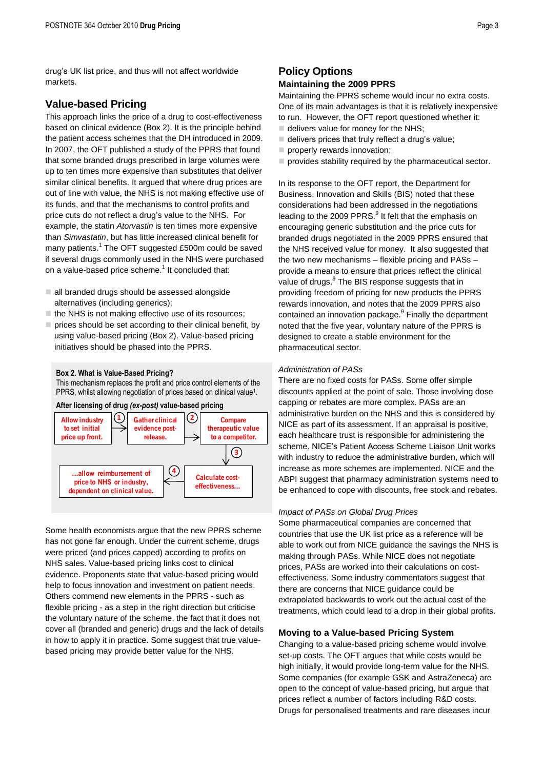drug's UK list price, and thus will not affect worldwide markets.

## Value-based Pricing

This approach links the price of a drug to cost-effectiveness based on clinical evidence (Box 2). It is the principle behind the patient access schemes that the DH introduced in 2009. In 2007, the OFT published a study of the PPRS that found that some branded drugs prescribed in large volumes were up to ten times more expensive than substitutes that deliver similar clinical benefits. It argued that where drug prices are out of line with value, the NHS is not making effective use of its funds, and that the mechanisms to control profits and price cuts do not reflect a drug's value to the NHS. For example, the statin *Atorvastin* is ten times more expensive than *Simvastatin*, but has little increased clinical benefit for many patients.[1] The OFT suggested £500m could be saved if several drugs commonly used in the NHS were purchased on a value-based price scheme.[1] It concluded that:

- all branded drugs should be assessed alongside alternatives (including generics);
- the NHS is not making effective use of its resources;
- prices should be set according to their clinical benefit, by using value-based pricing (Box 2). Value-based pricing initiatives should be phased into the PPRS.

**Box 2. What is Value-Based Pricing?**

This mechanism replaces the profit and price control elements of the PPRS, whilst allowing negotiation of prices based on clinical value[1].

**After licensing of drug *(ex-post)* value-based pricing**

1. Allow industry to set initial price up front.
2. Gather clinical evidence post-release.
3. Compare therapeutic value to a competitor.
4. Calculate cost-effectiveness...
5. ...allow reimbursement of price to NHS or industry, dependent on clinical value.

Some health economists argue that the new PPRS scheme has not gone far enough. Under the current scheme, drugs were priced (and prices capped) according to profits on NHS sales. Value-based pricing links cost to clinical evidence. Proponents state that value-based pricing would help to focus innovation and investment on patient needs. Others commend new elements in the PPRS - such as flexible pricing - as a step in the right direction but criticise the voluntary nature of the scheme, the fact that it does not cover all (branded and generic) drugs and the lack of details in how to apply it in practice. Some suggest that true value-based pricing may provide better value for the NHS.

## Policy Options

### Maintaining the 2009 PPRS

Maintaining the PPRS scheme would incur no extra costs. One of its main advantages is that it is relatively inexpensive to run. However, the OFT report questioned whether it:

- delivers value for money for the NHS;
- delivers prices that truly reflect a drug's value;
- properly rewards innovation;
- provides stability required by the pharmaceutical sector.

In its response to the OFT report, the Department for Business, Innovation and Skills (BIS) noted that these considerations had been addressed in the negotiations leading to the 2009 PPRS.[9] It felt that the emphasis on encouraging generic substitution and the price cuts for branded drugs negotiated in the 2009 PPRS ensured that the NHS received value for money. It also suggested that the two new mechanisms – flexible pricing and PASs – provide a means to ensure that prices reflect the clinical value of drugs.[9] The BIS response suggests that in providing freedom of pricing for new products the PPRS rewards innovation, and notes that the 2009 PPRS also contained an innovation package.[9] Finally the department noted that the five year, voluntary nature of the PPRS is designed to create a stable environment for the pharmaceutical sector.

*Administration of PASs*

There are no fixed costs for PASs. Some offer simple discounts applied at the point of sale. Those involving dose capping or rebates are more complex. PASs are an administrative burden on the NHS and this is considered by NICE as part of its assessment. If an appraisal is positive, each healthcare trust is responsible for administering the scheme. NICE's Patient Access Scheme Liaison Unit works with industry to reduce the administrative burden, which will increase as more schemes are implemented. NICE and the ABPI suggest that pharmacy administration systems need to be enhanced to cope with discounts, free stock and rebates.

*Impact of PASs on Global Drug Prices*

Some pharmaceutical companies are concerned that countries that use the UK list price as a reference will be able to work out from NICE guidance the savings the NHS is making through PASs. While NICE does not negotiate prices, PASs are worked into their calculations on cost-effectiveness. Some industry commentators suggest that there are concerns that NICE guidance could be extrapolated backwards to work out the actual cost of the treatments, which could lead to a drop in their global profits.

### Moving to a Value-based Pricing System

Changing to a value-based pricing scheme would involve set-up costs. The OFT argues that while costs would be high initially, it would provide long-term value for the NHS. Some companies (for example GSK and AstraZeneca) are open to the concept of value-based pricing, but argue that prices reflect a number of factors including R&D costs. Drugs for personalised treatments and rare diseases incur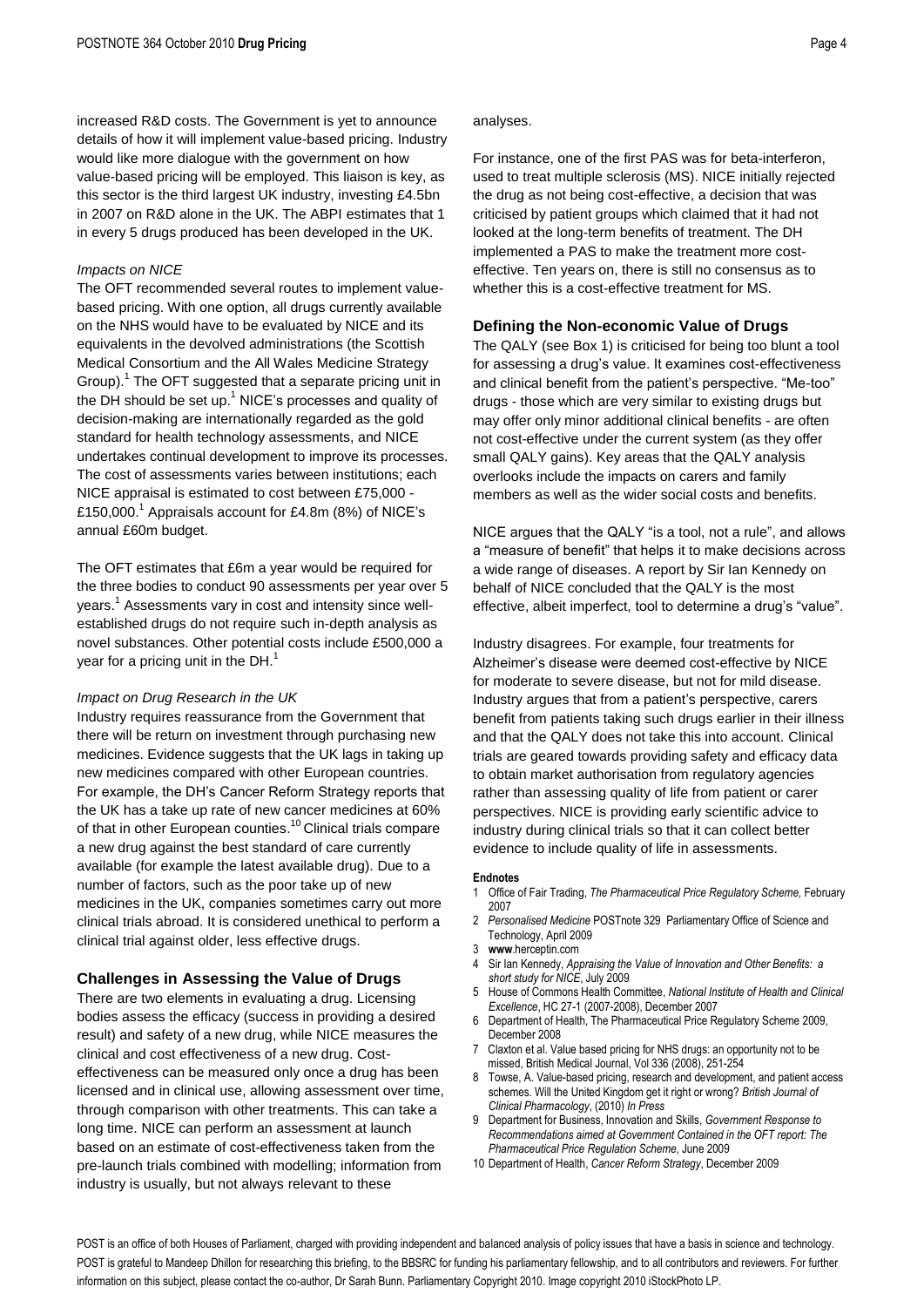increased R&D costs. The Government is yet to announce details of how it will implement value-based pricing. Industry would like more dialogue with the government on how value-based pricing will be employed. This liaison is key, as this sector is the third largest UK industry, investing £4.5bn in 2007 on R&D alone in the UK. The ABPI estimates that 1 in every 5 drugs produced has been developed in the UK.

*Impacts on NICE*

The OFT recommended several routes to implement value-based pricing. With one option, all drugs currently available on the NHS would have to be evaluated by NICE and its equivalents in the devolved administrations (the Scottish Medical Consortium and the All Wales Medicine Strategy Group).[1] The OFT suggested that a separate pricing unit in the DH should be set up.[1] NICE's processes and quality of decision-making are internationally regarded as the gold standard for health technology assessments, and NICE undertakes continual development to improve its processes. The cost of assessments varies between institutions; each NICE appraisal is estimated to cost between £75,000 - £150,000.[1] Appraisals account for £4.8m (8%) of NICE's annual £60m budget.

The OFT estimates that £6m a year would be required for the three bodies to conduct 90 assessments per year over 5 years.[1] Assessments vary in cost and intensity since well-established drugs do not require such in-depth analysis as novel substances. Other potential costs include £500,000 a year for a pricing unit in the DH.[1]

*Impact on Drug Research in the UK*

Industry requires reassurance from the Government that there will be return on investment through purchasing new medicines. Evidence suggests that the UK lags in taking up new medicines compared with other European countries. For example, the DH's Cancer Reform Strategy reports that the UK has a take up rate of new cancer medicines at 60% of that in other European counties.[10] Clinical trials compare a new drug against the best standard of care currently available (for example the latest available drug). Due to a number of factors, such as the poor take up of new medicines in the UK, companies sometimes carry out more clinical trials abroad. It is considered unethical to perform a clinical trial against older, less effective drugs.

## Challenges in Assessing the Value of Drugs

There are two elements in evaluating a drug. Licensing bodies assess the efficacy (success in providing a desired result) and safety of a new drug, while NICE measures the clinical and cost effectiveness of a new drug. Cost-effectiveness can be measured only once a drug has been licensed and in clinical use, allowing assessment over time, through comparison with other treatments. This can take a long time. NICE can perform an assessment at launch based on an estimate of cost-effectiveness taken from the pre-launch trials combined with modelling; information from industry is usually, but not always relevant to these analyses.

For instance, one of the first PAS was for beta-interferon, used to treat multiple sclerosis (MS). NICE initially rejected the drug as not being cost-effective, a decision that was criticised by patient groups which claimed that it had not looked at the long-term benefits of treatment. The DH implemented a PAS to make the treatment more cost-effective. Ten years on, there is still no consensus as to whether this is a cost-effective treatment for MS.

## Defining the Non-economic Value of Drugs

The QALY (see Box 1) is criticised for being too blunt a tool for assessing a drug's value. It examines cost-effectiveness and clinical benefit from the patient's perspective. "Me-too" drugs - those which are very similar to existing drugs but may offer only minor additional clinical benefits - are often not cost-effective under the current system (as they offer small QALY gains). Key areas that the QALY analysis overlooks include the impacts on carers and family members as well as the wider social costs and benefits.

NICE argues that the QALY "is a tool, not a rule", and allows a "measure of benefit" that helps it to make decisions across a wide range of diseases. A report by Sir Ian Kennedy on behalf of NICE concluded that the QALY is the most effective, albeit imperfect, tool to determine a drug's "value".

Industry disagrees. For example, four treatments for Alzheimer's disease were deemed cost-effective by NICE for moderate to severe disease, but not for mild disease. Industry argues that from a patient's perspective, carers benefit from patients taking such drugs earlier in their illness and that the QALY does not take this into account. Clinical trials are geared towards providing safety and efficacy data to obtain market authorisation from regulatory agencies rather than assessing quality of life from patient or carer perspectives. NICE is providing early scientific advice to industry during clinical trials so that it can collect better evidence to include quality of life in assessments.

**Endnotes**

1. Office of Fair Trading, *The Pharmaceutical Price Regulatory Scheme,* February 2007
2. *Personalised Medicine* POSTnote 329 Parliamentary Office of Science and Technology, April 2009
3. **www**.herceptin.com
4. Sir Ian Kennedy, *Appraising the Value of Innovation and Other Benefits: a short study for NICE*, July 2009
5. House of Commons Health Committee, *National Institute of Health and Clinical Excellence*, HC 27-1 (2007-2008), December 2007
6. Department of Health, The Pharmaceutical Price Regulatory Scheme 2009, December 2008
7. Claxton et al. Value based pricing for NHS drugs: an opportunity not to be missed, British Medical Journal, Vol 336 (2008), 251-254
8. Towse, A. Value-based pricing, research and development, and patient access schemes. Will the United Kingdom get it right or wrong? *British Journal of Clinical Pharmacology*, (2010) *In Press*
9. Department for Business, Innovation and Skills, *Government Response to Recommendations aimed at Government Contained in the OFT report: The Pharmaceutical Price Regulation Scheme*, June 2009
10. Department of Health, *Cancer Reform Strategy*, December 2009

POST is an office of both Houses of Parliament, charged with providing independent and balanced analysis of policy issues that have a basis in science and technology. POST is grateful to Mandeep Dhillon for researching this briefing, to the BBSRC for funding his parliamentary fellowship, and to all contributors and reviewers. For further information on this subject, please contact the co-author, Dr Sarah Bunn. Parliamentary Copyright 2010. Image copyright 2010 iStockPhoto LP.